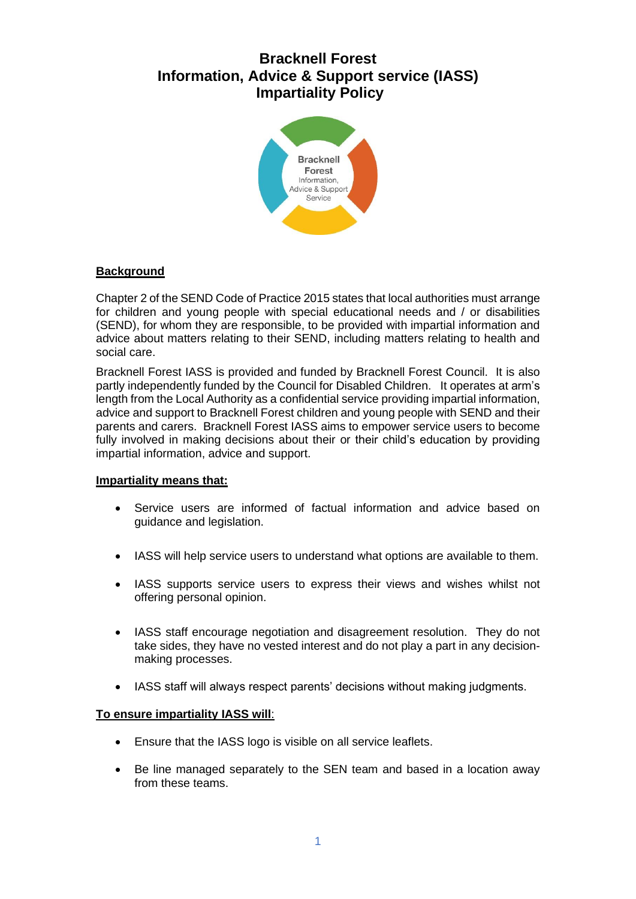# Bracknell Forest
# Information, Advice & Support service (IASS)
# Impartiality Policy

## Background

Chapter 2 of the SEND Code of Practice 2015 states that local authorities must arrange for children and young people with special educational needs and / or disabilities (SEND), for whom they are responsible, to be provided with impartial information and advice about matters relating to their SEND, including matters relating to health and social care.

Bracknell Forest IASS is provided and funded by Bracknell Forest Council. It is also partly independently funded by the Council for Disabled Children. It operates at arm's length from the Local Authority as a confidential service providing impartial information, advice and support to Bracknell Forest children and young people with SEND and their parents and carers. Bracknell Forest IASS aims to empower service users to become fully involved in making decisions about their or their child's education by providing impartial information, advice and support.

### Impartiality means that:

- Service users are informed of factual information and advice based on guidance and legislation.
- IASS will help service users to understand what options are available to them.
- IASS supports service users to express their views and wishes whilst not offering personal opinion.
- IASS staff encourage negotiation and disagreement resolution. They do not take sides, they have no vested interest and do not play a part in any decision-making processes.
- IASS staff will always respect parents' decisions without making judgments.

### To ensure impartiality IASS will:

- Ensure that the IASS logo is visible on all service leaflets.
- Be line managed separately to the SEN team and based in a location away from these teams.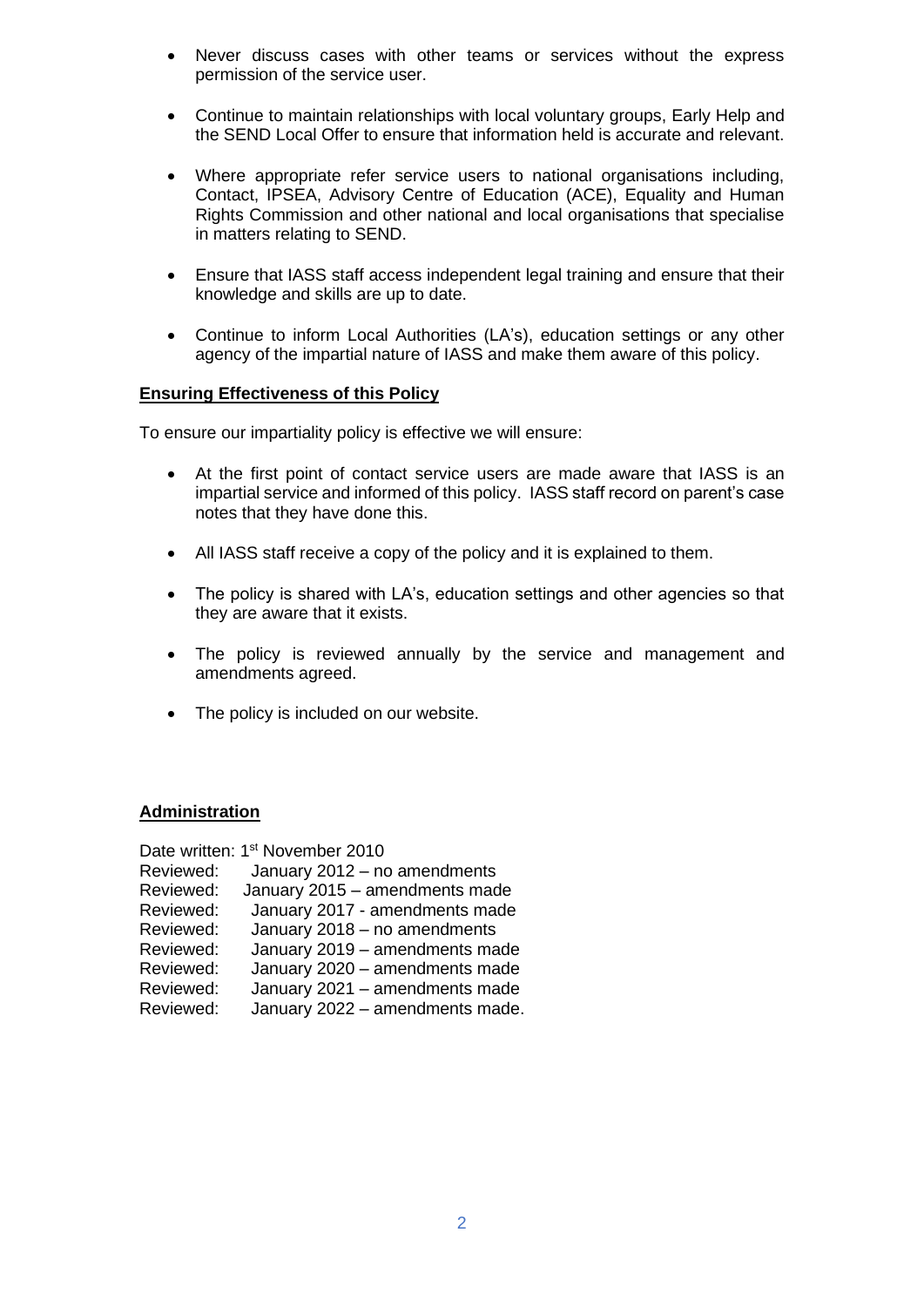- Never discuss cases with other teams or services without the express permission of the service user.

- Continue to maintain relationships with local voluntary groups, Early Help and the SEND Local Offer to ensure that information held is accurate and relevant.

- Where appropriate refer service users to national organisations including, Contact, IPSEA, Advisory Centre of Education (ACE), Equality and Human Rights Commission and other national and local organisations that specialise in matters relating to SEND.

- Ensure that IASS staff access independent legal training and ensure that their knowledge and skills are up to date.

- Continue to inform Local Authorities (LA's), education settings or any other agency of the impartial nature of IASS and make them aware of this policy.

## Ensuring Effectiveness of this Policy

To ensure our impartiality policy is effective we will ensure:

- At the first point of contact service users are made aware that IASS is an impartial service and informed of this policy. IASS staff record on parent's case notes that they have done this.

- All IASS staff receive a copy of the policy and it is explained to them.

- The policy is shared with LA's, education settings and other agencies so that they are aware that it exists.

- The policy is reviewed annually by the service and management and amendments agreed.

- The policy is included on our website.

## Administration

Date written: 1st November 2010
Reviewed: January 2012 – no amendments
Reviewed: January 2015 – amendments made
Reviewed: January 2017 - amendments made
Reviewed: January 2018 – no amendments
Reviewed: January 2019 – amendments made
Reviewed: January 2020 – amendments made
Reviewed: January 2021 – amendments made
Reviewed: January 2022 – amendments made.